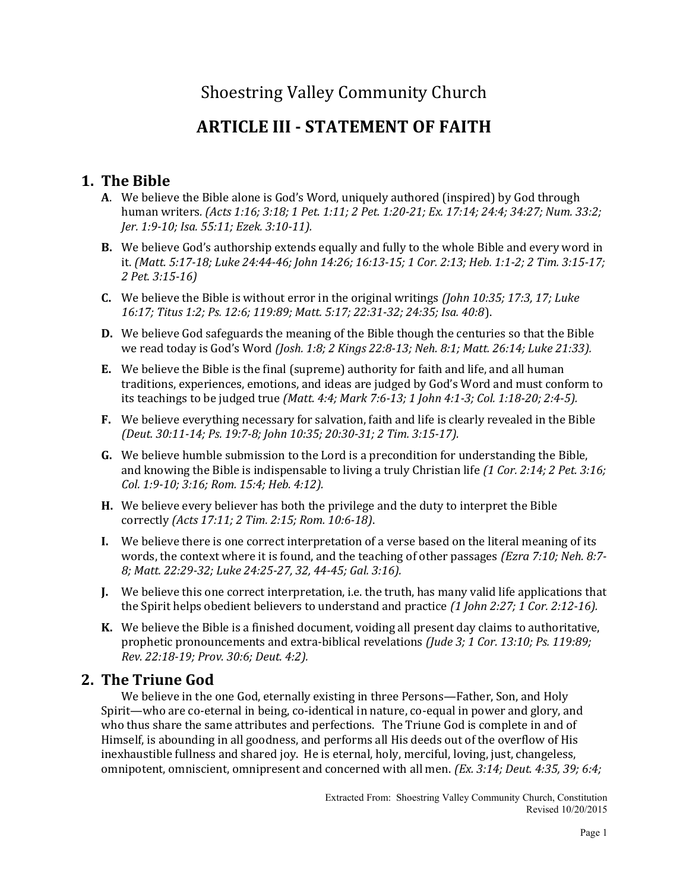# Shoestring Valley Community Church

## ARTICLE III - STATEMENT OF FAITH

## 1. The Bible

**A**. We believe the Bible alone is God's Word, uniquely authored (inspired) by God through human writers. *(Acts 1:16; 3:18; 1 Pet. 1:11; 2 Pet. 1:20-21; Ex. 17:14; 24:4; 34:27; Num. 33:2; Jer. 1:9-10; Isa. 55:11; Ezek. 3:10-11).*

**B.** We believe God's authorship extends equally and fully to the whole Bible and every word in it. *(Matt. 5:17-18; Luke 24:44-46; John 14:26; 16:13-15; 1 Cor. 2:13; Heb. 1:1-2; 2 Tim. 3:15-17; 2 Pet. 3:15-16)*

**C.** We believe the Bible is without error in the original writings *(John 10:35; 17:3, 17; Luke 16:17; Titus 1:2; Ps. 12:6; 119:89; Matt. 5:17; 22:31-32; 24:35; Isa. 40:8*).

**D.** We believe God safeguards the meaning of the Bible though the centuries so that the Bible we read today is God's Word *(Josh. 1:8; 2 Kings 22:8-13; Neh. 8:1; Matt. 26:14; Luke 21:33).*

**E.** We believe the Bible is the final (supreme) authority for faith and life, and all human traditions, experiences, emotions, and ideas are judged by God's Word and must conform to its teachings to be judged true *(Matt. 4:4; Mark 7:6-13; 1 John 4:1-3; Col. 1:18-20; 2:4-5).*

**F.** We believe everything necessary for salvation, faith and life is clearly revealed in the Bible *(Deut. 30:11-14; Ps. 19:7-8; John 10:35; 20:30-31; 2 Tim. 3:15-17).*

**G.** We believe humble submission to the Lord is a precondition for understanding the Bible, and knowing the Bible is indispensable to living a truly Christian life *(1 Cor. 2:14; 2 Pet. 3:16; Col. 1:9-10; 3:16; Rom. 15:4; Heb. 4:12).*

**H.** We believe every believer has both the privilege and the duty to interpret the Bible correctly *(Acts 17:11; 2 Tim. 2:15; Rom. 10:6-18)*.

**I.** We believe there is one correct interpretation of a verse based on the literal meaning of its words, the context where it is found, and the teaching of other passages *(Ezra 7:10; Neh. 8:7-8; Matt. 22:29-32; Luke 24:25-27, 32, 44-45; Gal. 3:16).*

**J.** We believe this one correct interpretation, i.e. the truth, has many valid life applications that the Spirit helps obedient believers to understand and practice *(1 John 2:27; 1 Cor. 2:12-16).*

**K.** We believe the Bible is a finished document, voiding all present day claims to authoritative, prophetic pronouncements and extra-biblical revelations *(Jude 3; 1 Cor. 13:10; Ps. 119:89; Rev. 22:18-19; Prov. 30:6; Deut. 4:2).*

## 2. The Triune God

We believe in the one God, eternally existing in three Persons—Father, Son, and Holy Spirit—who are co-eternal in being, co-identical in nature, co-equal in power and glory, and who thus share the same attributes and perfections. The Triune God is complete in and of Himself, is abounding in all goodness, and performs all His deeds out of the overflow of His inexhaustible fullness and shared joy. He is eternal, holy, merciful, loving, just, changeless, omnipotent, omniscient, omnipresent and concerned with all men. *(Ex. 3:14; Deut. 4:35, 39; 6:4;*

Extracted From: Shoestring Valley Community Church, Constitution
Revised 10/20/2015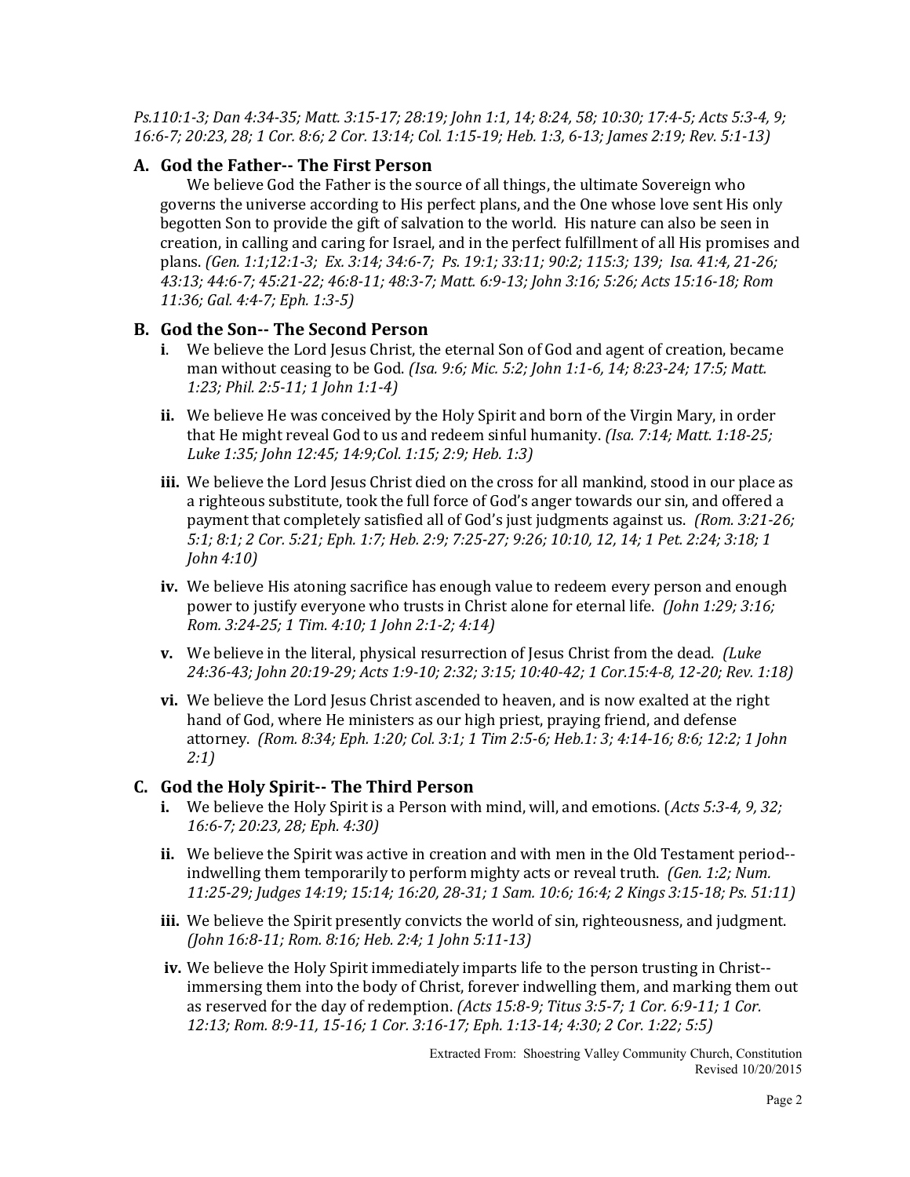*Ps.110:1-3; Dan 4:34-35; Matt. 3:15-17; 28:19; John 1:1, 14; 8:24, 58; 10:30; 17:4-5; Acts 5:3-4, 9; 16:6-7; 20:23, 28; 1 Cor. 8:6; 2 Cor. 13:14; Col. 1:15-19; Heb. 1:3, 6-13; James 2:19; Rev. 5:1-13)*

### A. God the Father-- The First Person

We believe God the Father is the source of all things, the ultimate Sovereign who governs the universe according to His perfect plans, and the One whose love sent His only begotten Son to provide the gift of salvation to the world. His nature can also be seen in creation, in calling and caring for Israel, and in the perfect fulfillment of all His promises and plans. *(Gen. 1:1;12:1-3; Ex. 3:14; 34:6-7; Ps. 19:1; 33:11; 90:2; 115:3; 139; Isa. 41:4, 21-26; 43:13; 44:6-7; 45:21-22; 46:8-11; 48:3-7; Matt. 6:9-13; John 3:16; 5:26; Acts 15:16-18; Rom 11:36; Gal. 4:4-7; Eph. 1:3-5)*

### B. God the Son-- The Second Person

**i.** We believe the Lord Jesus Christ, the eternal Son of God and agent of creation, became man without ceasing to be God. *(Isa. 9:6; Mic. 5:2; John 1:1-6, 14; 8:23-24; 17:5; Matt. 1:23; Phil. 2:5-11; 1 John 1:1-4)*

**ii.** We believe He was conceived by the Holy Spirit and born of the Virgin Mary, in order that He might reveal God to us and redeem sinful humanity. *(Isa. 7:14; Matt. 1:18-25; Luke 1:35; John 12:45; 14:9;Col. 1:15; 2:9; Heb. 1:3)*

**iii.** We believe the Lord Jesus Christ died on the cross for all mankind, stood in our place as a righteous substitute, took the full force of God's anger towards our sin, and offered a payment that completely satisfied all of God's just judgments against us. *(Rom. 3:21-26; 5:1; 8:1; 2 Cor. 5:21; Eph. 1:7; Heb. 2:9; 7:25-27; 9:26; 10:10, 12, 14; 1 Pet. 2:24; 3:18; 1 John 4:10)*

**iv.** We believe His atoning sacrifice has enough value to redeem every person and enough power to justify everyone who trusts in Christ alone for eternal life. *(John 1:29; 3:16; Rom. 3:24-25; 1 Tim. 4:10; 1 John 2:1-2; 4:14)*

**v.** We believe in the literal, physical resurrection of Jesus Christ from the dead. *(Luke 24:36-43; John 20:19-29; Acts 1:9-10; 2:32; 3:15; 10:40-42; 1 Cor.15:4-8, 12-20; Rev. 1:18)*

**vi.** We believe the Lord Jesus Christ ascended to heaven, and is now exalted at the right hand of God, where He ministers as our high priest, praying friend, and defense attorney. *(Rom. 8:34; Eph. 1:20; Col. 3:1; 1 Tim 2:5-6; Heb.1: 3; 4:14-16; 8:6; 12:2; 1 John 2:1)*

### C. God the Holy Spirit-- The Third Person

**i.** We believe the Holy Spirit is a Person with mind, will, and emotions. (*Acts 5:3-4, 9, 32; 16:6-7; 20:23, 28; Eph. 4:30)*

**ii.** We believe the Spirit was active in creation and with men in the Old Testament period--indwelling them temporarily to perform mighty acts or reveal truth. *(Gen. 1:2; Num. 11:25-29; Judges 14:19; 15:14; 16:20, 28-31; 1 Sam. 10:6; 16:4; 2 Kings 3:15-18; Ps. 51:11)*

**iii.** We believe the Spirit presently convicts the world of sin, righteousness, and judgment. *(John 16:8-11; Rom. 8:16; Heb. 2:4; 1 John 5:11-13)*

**iv.** We believe the Holy Spirit immediately imparts life to the person trusting in Christ--immersing them into the body of Christ, forever indwelling them, and marking them out as reserved for the day of redemption. *(Acts 15:8-9; Titus 3:5-7; 1 Cor. 6:9-11; 1 Cor. 12:13; Rom. 8:9-11, 15-16; 1 Cor. 3:16-17; Eph. 1:13-14; 4:30; 2 Cor. 1:22; 5:5)*

Extracted From: Shoestring Valley Community Church, Constitution
Revised 10/20/2015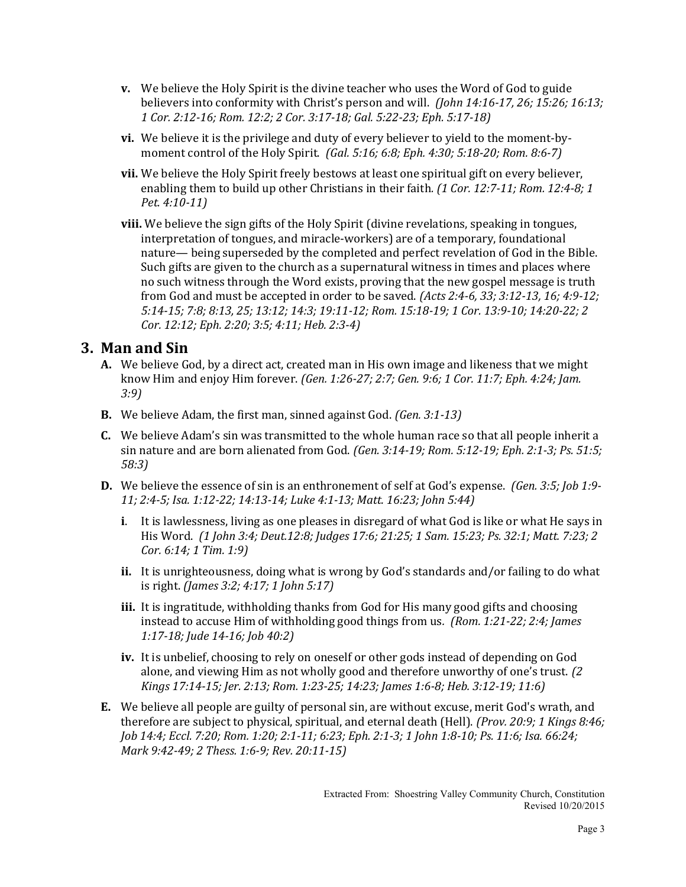- **v.** We believe the Holy Spirit is the divine teacher who uses the Word of God to guide believers into conformity with Christ's person and will. *(John 14:16-17, 26; 15:26; 16:13; 1 Cor. 2:12-16; Rom. 12:2; 2 Cor. 3:17-18; Gal. 5:22-23; Eph. 5:17-18)*
- **vi.** We believe it is the privilege and duty of every believer to yield to the moment-by-moment control of the Holy Spirit. *(Gal. 5:16; 6:8; Eph. 4:30; 5:18-20; Rom. 8:6-7)*
- **vii.** We believe the Holy Spirit freely bestows at least one spiritual gift on every believer, enabling them to build up other Christians in their faith. *(1 Cor. 12:7-11; Rom. 12:4-8; 1 Pet. 4:10-11)*
- **viii.** We believe the sign gifts of the Holy Spirit (divine revelations, speaking in tongues, interpretation of tongues, and miracle-workers) are of a temporary, foundational nature— being superseded by the completed and perfect revelation of God in the Bible. Such gifts are given to the church as a supernatural witness in times and places where no such witness through the Word exists, proving that the new gospel message is truth from God and must be accepted in order to be saved. *(Acts 2:4-6, 33; 3:12-13, 16; 4:9-12; 5:14-15; 7:8; 8:13, 25; 13:12; 14:3; 19:11-12; Rom. 15:18-19; 1 Cor. 13:9-10; 14:20-22; 2 Cor. 12:12; Eph. 2:20; 3:5; 4:11; Heb. 2:3-4)*

## 3. Man and Sin

- **A.** We believe God, by a direct act, created man in His own image and likeness that we might know Him and enjoy Him forever. *(Gen. 1:26-27; 2:7; Gen. 9:6; 1 Cor. 11:7; Eph. 4:24; Jam. 3:9)*
- **B.** We believe Adam, the first man, sinned against God. *(Gen. 3:1-13)*
- **C.** We believe Adam's sin was transmitted to the whole human race so that all people inherit a sin nature and are born alienated from God. *(Gen. 3:14-19; Rom. 5:12-19; Eph. 2:1-3; Ps. 51:5; 58:3)*
- **D.** We believe the essence of sin is an enthronement of self at God's expense. *(Gen. 3:5; Job 1:9-11; 2:4-5; Isa. 1:12-22; 14:13-14; Luke 4:1-13; Matt. 16:23; John 5:44)*
  - **i.** It is lawlessness, living as one pleases in disregard of what God is like or what He says in His Word. *(1 John 3:4; Deut.12:8; Judges 17:6; 21:25; 1 Sam. 15:23; Ps. 32:1; Matt. 7:23; 2 Cor. 6:14; 1 Tim. 1:9)*
  - **ii.** It is unrighteousness, doing what is wrong by God's standards and/or failing to do what is right. *(James 3:2; 4:17; 1 John 5:17)*
  - **iii.** It is ingratitude, withholding thanks from God for His many good gifts and choosing instead to accuse Him of withholding good things from us. *(Rom. 1:21-22; 2:4; James 1:17-18; Jude 14-16; Job 40:2)*
  - **iv.** It is unbelief, choosing to rely on oneself or other gods instead of depending on God alone, and viewing Him as not wholly good and therefore unworthy of one's trust. *(2 Kings 17:14-15; Jer. 2:13; Rom. 1:23-25; 14:23; James 1:6-8; Heb. 3:12-19; 11:6)*
- **E.** We believe all people are guilty of personal sin, are without excuse, merit God's wrath, and therefore are subject to physical, spiritual, and eternal death (Hell). *(Prov. 20:9; 1 Kings 8:46; Job 14:4; Eccl. 7:20; Rom. 1:20; 2:1-11; 6:23; Eph. 2:1-3; 1 John 1:8-10; Ps. 11:6; Isa. 66:24; Mark 9:42-49; 2 Thess. 1:6-9; Rev. 20:11-15)*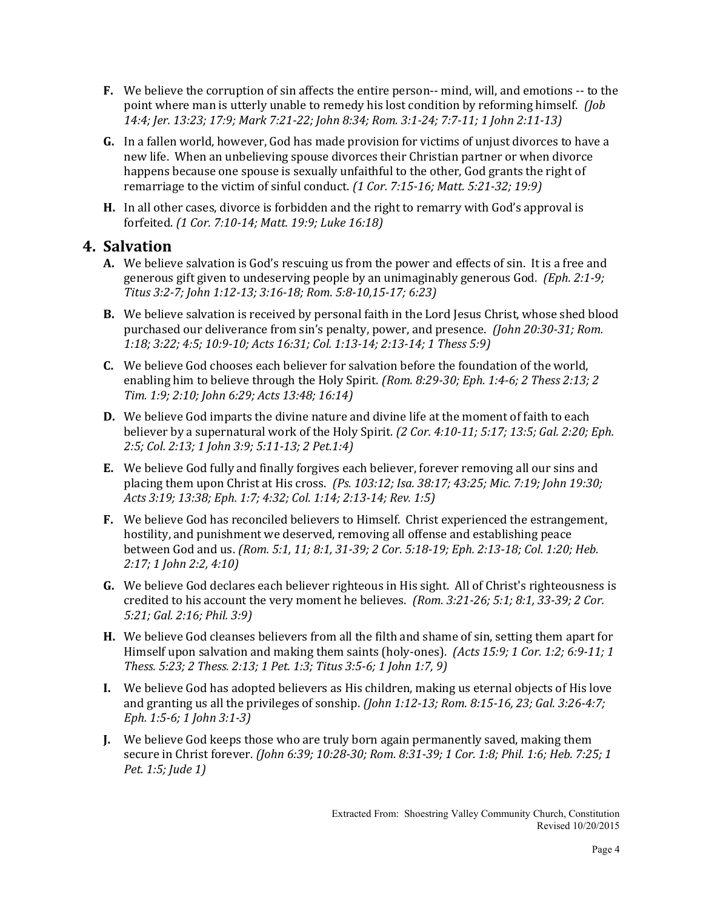**F.** We believe the corruption of sin affects the entire person-- mind, will, and emotions -- to the point where man is utterly unable to remedy his lost condition by reforming himself. *(Job 14:4; Jer. 13:23; 17:9; Mark 7:21-22; John 8:34; Rom. 3:1-24; 7:7-11; 1 John 2:11-13)*

**G.** In a fallen world, however, God has made provision for victims of unjust divorces to have a new life. When an unbelieving spouse divorces their Christian partner or when divorce happens because one spouse is sexually unfaithful to the other, God grants the right of remarriage to the victim of sinful conduct. *(1 Cor. 7:15-16; Matt. 5:21-32; 19:9)*

**H.** In all other cases, divorce is forbidden and the right to remarry with God's approval is forfeited. *(1 Cor. 7:10-14; Matt. 19:9; Luke 16:18)*

## 4. Salvation

**A.** We believe salvation is God's rescuing us from the power and effects of sin. It is a free and generous gift given to undeserving people by an unimaginably generous God. *(Eph. 2:1-9; Titus 3:2-7; John 1:12-13; 3:16-18; Rom. 5:8-10,15-17; 6:23)*

**B.** We believe salvation is received by personal faith in the Lord Jesus Christ, whose shed blood purchased our deliverance from sin's penalty, power, and presence. *(John 20:30-31; Rom. 1:18; 3:22; 4:5; 10:9-10; Acts 16:31; Col. 1:13-14; 2:13-14; 1 Thess 5:9)*

**C.** We believe God chooses each believer for salvation before the foundation of the world, enabling him to believe through the Holy Spirit. *(Rom. 8:29-30; Eph. 1:4-6; 2 Thess 2:13; 2 Tim. 1:9; 2:10; John 6:29; Acts 13:48; 16:14)*

**D.** We believe God imparts the divine nature and divine life at the moment of faith to each believer by a supernatural work of the Holy Spirit. *(2 Cor. 4:10-11; 5:17; 13:5; Gal. 2:20; Eph. 2:5; Col. 2:13; 1 John 3:9; 5:11-13; 2 Pet.1:4)*

**E.** We believe God fully and finally forgives each believer, forever removing all our sins and placing them upon Christ at His cross. *(Ps. 103:12; Isa. 38:17; 43:25; Mic. 7:19; John 19:30; Acts 3:19; 13:38; Eph. 1:7; 4:32; Col. 1:14; 2:13-14; Rev. 1:5)*

**F.** We believe God has reconciled believers to Himself. Christ experienced the estrangement, hostility, and punishment we deserved, removing all offense and establishing peace between God and us. *(Rom. 5:1, 11; 8:1, 31-39; 2 Cor. 5:18-19; Eph. 2:13-18; Col. 1:20; Heb. 2:17; 1 John 2:2, 4:10)*

**G.** We believe God declares each believer righteous in His sight. All of Christ's righteousness is credited to his account the very moment he believes. *(Rom. 3:21-26; 5:1; 8:1, 33-39; 2 Cor. 5:21; Gal. 2:16; Phil. 3:9)*

**H.** We believe God cleanses believers from all the filth and shame of sin, setting them apart for Himself upon salvation and making them saints (holy-ones). *(Acts 15:9; 1 Cor. 1:2; 6:9-11; 1 Thess. 5:23; 2 Thess. 2:13; 1 Pet. 1:3; Titus 3:5-6; 1 John 1:7, 9)*

**I.** We believe God has adopted believers as His children, making us eternal objects of His love and granting us all the privileges of sonship. *(John 1:12-13; Rom. 8:15-16, 23; Gal. 3:26-4:7; Eph. 1:5-6; 1 John 3:1-3)*

**J.** We believe God keeps those who are truly born again permanently saved, making them secure in Christ forever. *(John 6:39; 10:28-30; Rom. 8:31-39; 1 Cor. 1:8; Phil. 1:6; Heb. 7:25; 1 Pet. 1:5; Jude 1)*

Extracted From: Shoestring Valley Community Church, Constitution
Revised 10/20/2015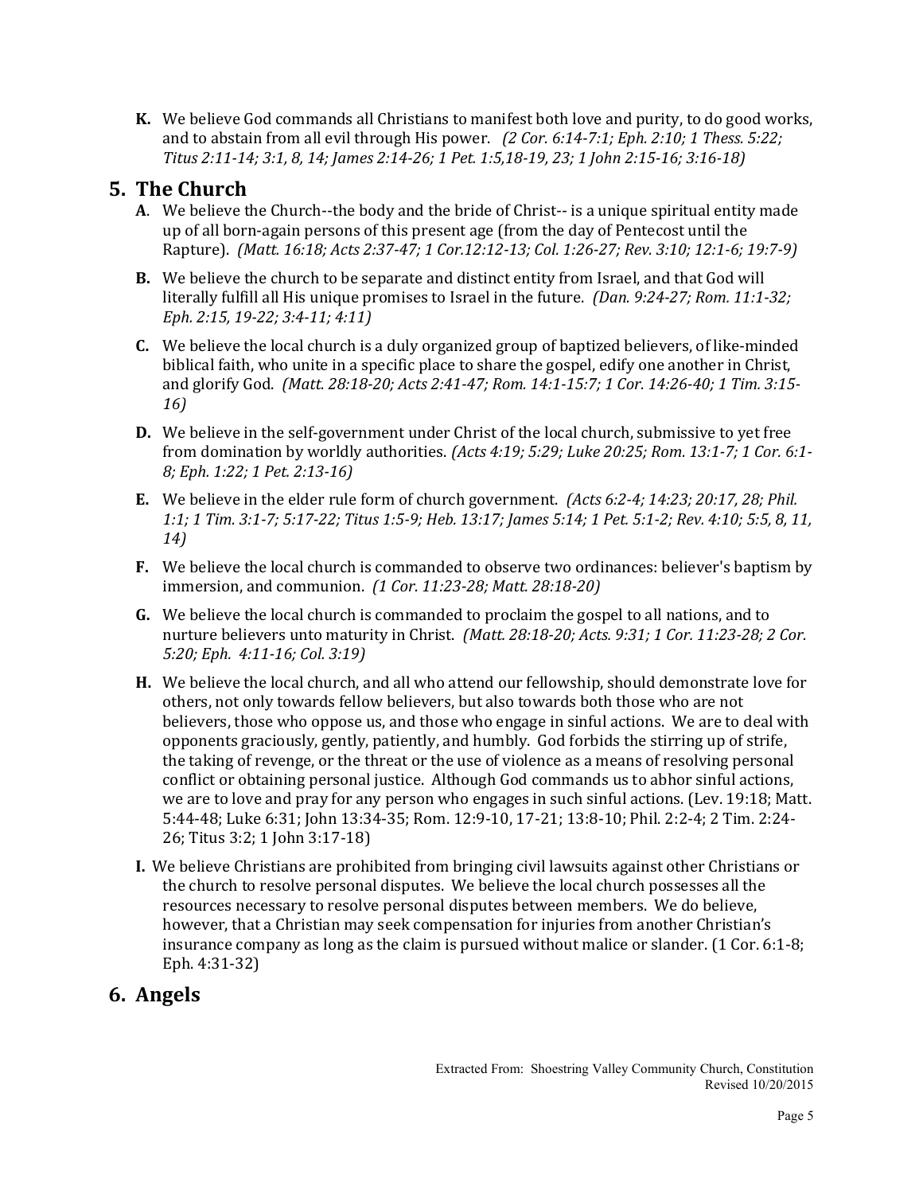**K.** We believe God commands all Christians to manifest both love and purity, to do good works, and to abstain from all evil through His power. *(2 Cor. 6:14-7:1; Eph. 2:10; 1 Thess. 5:22; Titus 2:11-14; 3:1, 8, 14; James 2:14-26; 1 Pet. 1:5,18-19, 23; 1 John 2:15-16; 3:16-18)*

## 5. The Church

**A**. We believe the Church--the body and the bride of Christ-- is a unique spiritual entity made up of all born-again persons of this present age (from the day of Pentecost until the Rapture). *(Matt. 16:18; Acts 2:37-47; 1 Cor.12:12-13; Col. 1:26-27; Rev. 3:10; 12:1-6; 19:7-9)*

**B.** We believe the church to be separate and distinct entity from Israel, and that God will literally fulfill all His unique promises to Israel in the future. *(Dan. 9:24-27; Rom. 11:1-32; Eph. 2:15, 19-22; 3:4-11; 4:11)*

**C.** We believe the local church is a duly organized group of baptized believers, of like-minded biblical faith, who unite in a specific place to share the gospel, edify one another in Christ, and glorify God. *(Matt. 28:18-20; Acts 2:41-47; Rom. 14:1-15:7; 1 Cor. 14:26-40; 1 Tim. 3:15-16)*

**D.** We believe in the self-government under Christ of the local church, submissive to yet free from domination by worldly authorities. *(Acts 4:19; 5:29; Luke 20:25; Rom. 13:1-7; 1 Cor. 6:1-8; Eph. 1:22; 1 Pet. 2:13-16)*

**E.** We believe in the elder rule form of church government. *(Acts 6:2-4; 14:23; 20:17, 28; Phil. 1:1; 1 Tim. 3:1-7; 5:17-22; Titus 1:5-9; Heb. 13:17; James 5:14; 1 Pet. 5:1-2; Rev. 4:10; 5:5, 8, 11, 14)*

**F.** We believe the local church is commanded to observe two ordinances: believer's baptism by immersion, and communion. *(1 Cor. 11:23-28; Matt. 28:18-20)*

**G.** We believe the local church is commanded to proclaim the gospel to all nations, and to nurture believers unto maturity in Christ. *(Matt. 28:18-20; Acts. 9:31; 1 Cor. 11:23-28; 2 Cor. 5:20; Eph. 4:11-16; Col. 3:19)*

**H.** We believe the local church, and all who attend our fellowship, should demonstrate love for others, not only towards fellow believers, but also towards both those who are not believers, those who oppose us, and those who engage in sinful actions. We are to deal with opponents graciously, gently, patiently, and humbly. God forbids the stirring up of strife, the taking of revenge, or the threat or the use of violence as a means of resolving personal conflict or obtaining personal justice. Although God commands us to abhor sinful actions, we are to love and pray for any person who engages in such sinful actions. (Lev. 19:18; Matt. 5:44-48; Luke 6:31; John 13:34-35; Rom. 12:9-10, 17-21; 13:8-10; Phil. 2:2-4; 2 Tim. 2:24-26; Titus 3:2; 1 John 3:17-18)

**I.** We believe Christians are prohibited from bringing civil lawsuits against other Christians or the church to resolve personal disputes. We believe the local church possesses all the resources necessary to resolve personal disputes between members. We do believe, however, that a Christian may seek compensation for injuries from another Christian's insurance company as long as the claim is pursued without malice or slander. (1 Cor. 6:1-8; Eph. 4:31-32)

## 6. Angels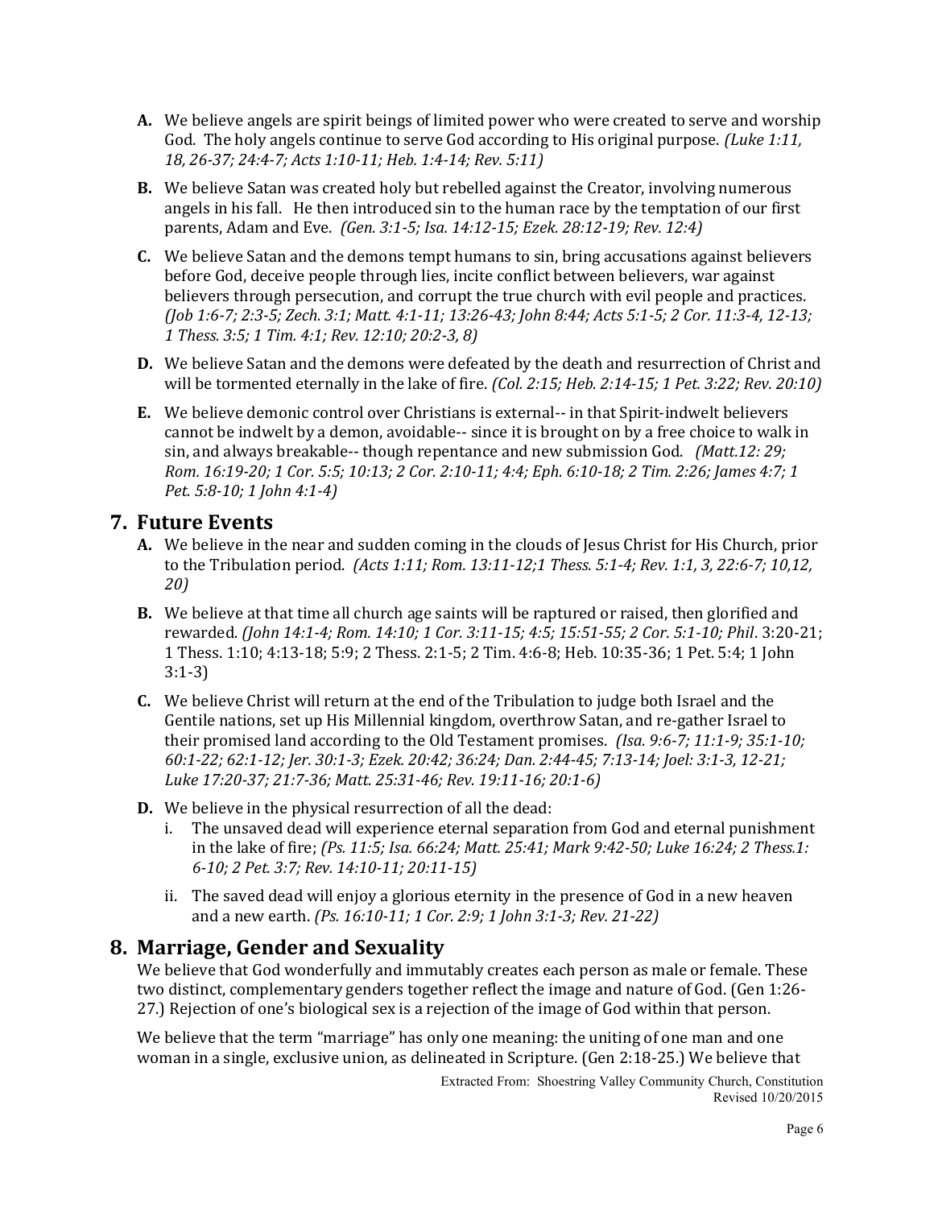**A.** We believe angels are spirit beings of limited power who were created to serve and worship God. The holy angels continue to serve God according to His original purpose. *(Luke 1:11, 18, 26-37; 24:4-7; Acts 1:10-11; Heb. 1:4-14; Rev. 5:11)*

**B.** We believe Satan was created holy but rebelled against the Creator, involving numerous angels in his fall. He then introduced sin to the human race by the temptation of our first parents, Adam and Eve. *(Gen. 3:1-5; Isa. 14:12-15; Ezek. 28:12-19; Rev. 12:4)*

**C.** We believe Satan and the demons tempt humans to sin, bring accusations against believers before God, deceive people through lies, incite conflict between believers, war against believers through persecution, and corrupt the true church with evil people and practices. *(Job 1:6-7; 2:3-5; Zech. 3:1; Matt. 4:1-11; 13:26-43; John 8:44; Acts 5:1-5; 2 Cor. 11:3-4, 12-13; 1 Thess. 3:5; 1 Tim. 4:1; Rev. 12:10; 20:2-3, 8)*

**D.** We believe Satan and the demons were defeated by the death and resurrection of Christ and will be tormented eternally in the lake of fire. *(Col. 2:15; Heb. 2:14-15; 1 Pet. 3:22; Rev. 20:10)*

**E.** We believe demonic control over Christians is external-- in that Spirit-indwelt believers cannot be indwelt by a demon, avoidable-- since it is brought on by a free choice to walk in sin, and always breakable-- though repentance and new submission God. *(Matt.12: 29; Rom. 16:19-20; 1 Cor. 5:5; 10:13; 2 Cor. 2:10-11; 4:4; Eph. 6:10-18; 2 Tim. 2:26; James 4:7; 1 Pet. 5:8-10; 1 John 4:1-4)*

## 7. Future Events

**A.** We believe in the near and sudden coming in the clouds of Jesus Christ for His Church, prior to the Tribulation period. *(Acts 1:11; Rom. 13:11-12;1 Thess. 5:1-4; Rev. 1:1, 3, 22:6-7; 10,12, 20)*

**B.** We believe at that time all church age saints will be raptured or raised, then glorified and rewarded. *(John 14:1-4; Rom. 14:10; 1 Cor. 3:11-15; 4:5; 15:51-55; 2 Cor. 5:1-10; Phil*. 3:20-21; 1 Thess. 1:10; 4:13-18; 5:9; 2 Thess. 2:1-5; 2 Tim. 4:6-8; Heb. 10:35-36; 1 Pet. 5:4; 1 John 3:1-3)

**C.** We believe Christ will return at the end of the Tribulation to judge both Israel and the Gentile nations, set up His Millennial kingdom, overthrow Satan, and re-gather Israel to their promised land according to the Old Testament promises. *(Isa. 9:6-7; 11:1-9; 35:1-10; 60:1-22; 62:1-12; Jer. 30:1-3; Ezek. 20:42; 36:24; Dan. 2:44-45; 7:13-14; Joel: 3:1-3, 12-21; Luke 17:20-37; 21:7-36; Matt. 25:31-46; Rev. 19:11-16; 20:1-6)*

**D.** We believe in the physical resurrection of all the dead:

i. The unsaved dead will experience eternal separation from God and eternal punishment in the lake of fire; *(Ps. 11:5; Isa. 66:24; Matt. 25:41; Mark 9:42-50; Luke 16:24; 2 Thess.1: 6-10; 2 Pet. 3:7; Rev. 14:10-11; 20:11-15)*

ii. The saved dead will enjoy a glorious eternity in the presence of God in a new heaven and a new earth. *(Ps. 16:10-11; 1 Cor. 2:9; 1 John 3:1-3; Rev. 21-22)*

## 8. Marriage, Gender and Sexuality

We believe that God wonderfully and immutably creates each person as male or female. These two distinct, complementary genders together reflect the image and nature of God. (Gen 1:26-27.) Rejection of one's biological sex is a rejection of the image of God within that person.

We believe that the term "marriage" has only one meaning: the uniting of one man and one woman in a single, exclusive union, as delineated in Scripture. (Gen 2:18-25.) We believe that

Extracted From: Shoestring Valley Community Church, Constitution
Revised 10/20/2015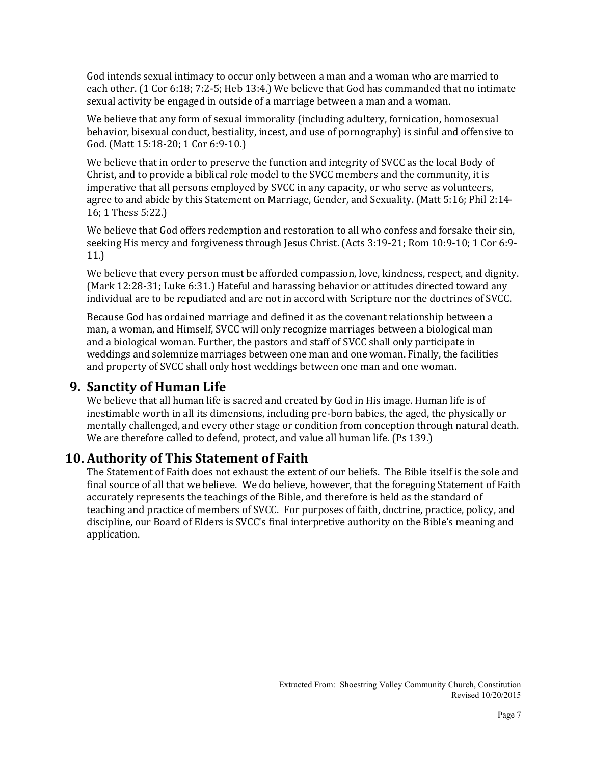God intends sexual intimacy to occur only between a man and a woman who are married to each other. (1 Cor 6:18; 7:2-5; Heb 13:4.) We believe that God has commanded that no intimate sexual activity be engaged in outside of a marriage between a man and a woman.

We believe that any form of sexual immorality (including adultery, fornication, homosexual behavior, bisexual conduct, bestiality, incest, and use of pornography) is sinful and offensive to God. (Matt 15:18-20; 1 Cor 6:9-10.)

We believe that in order to preserve the function and integrity of SVCC as the local Body of Christ, and to provide a biblical role model to the SVCC members and the community, it is imperative that all persons employed by SVCC in any capacity, or who serve as volunteers, agree to and abide by this Statement on Marriage, Gender, and Sexuality. (Matt 5:16; Phil 2:14-16; 1 Thess 5:22.)

We believe that God offers redemption and restoration to all who confess and forsake their sin, seeking His mercy and forgiveness through Jesus Christ. (Acts 3:19-21; Rom 10:9-10; 1 Cor 6:9-11.)

We believe that every person must be afforded compassion, love, kindness, respect, and dignity. (Mark 12:28-31; Luke 6:31.) Hateful and harassing behavior or attitudes directed toward any individual are to be repudiated and are not in accord with Scripture nor the doctrines of SVCC.

Because God has ordained marriage and defined it as the covenant relationship between a man, a woman, and Himself, SVCC will only recognize marriages between a biological man and a biological woman. Further, the pastors and staff of SVCC shall only participate in weddings and solemnize marriages between one man and one woman. Finally, the facilities and property of SVCC shall only host weddings between one man and one woman.

## 9. Sanctity of Human Life

We believe that all human life is sacred and created by God in His image. Human life is of inestimable worth in all its dimensions, including pre-born babies, the aged, the physically or mentally challenged, and every other stage or condition from conception through natural death. We are therefore called to defend, protect, and value all human life. (Ps 139.)

## 10. Authority of This Statement of Faith

The Statement of Faith does not exhaust the extent of our beliefs. The Bible itself is the sole and final source of all that we believe. We do believe, however, that the foregoing Statement of Faith accurately represents the teachings of the Bible, and therefore is held as the standard of teaching and practice of members of SVCC. For purposes of faith, doctrine, practice, policy, and discipline, our Board of Elders is SVCC's final interpretive authority on the Bible's meaning and application.